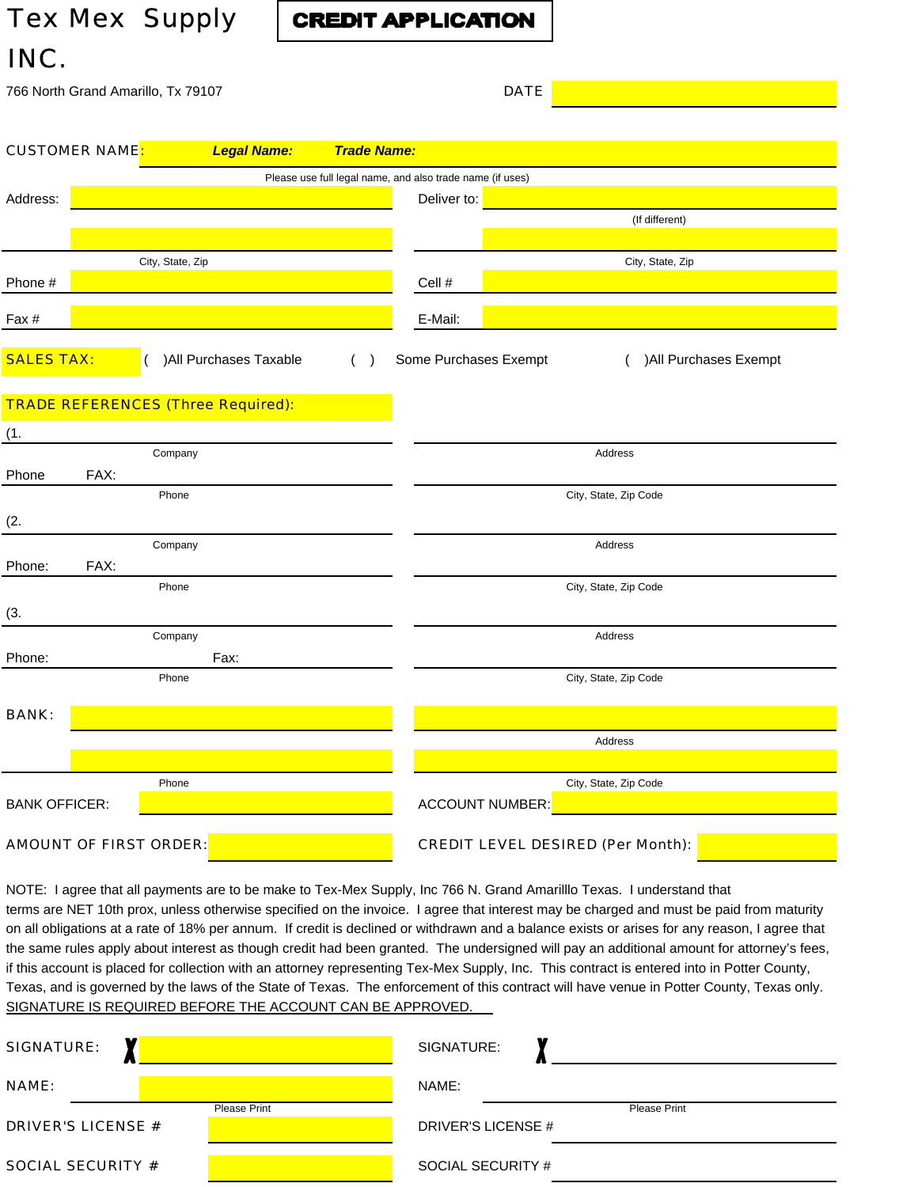# Tex Mex Supply INC.

**CREDIT APPLICATION**

766 North Grand Amarillo, Tx 79107

DATE ____________________

CUSTOMER NAME: ***Legal Name:*** ____________ ***Trade Name:*** ____________

Please use full legal name, and also trade name (if uses)

Address: ____________________ Deliver to: ____________________ (If different)

____________________ City, State, Zip ____________________ City, State, Zip

Phone # ____________________ Cell # ____________________

Fax # ____________________ E-Mail: ____________________

SALES TAX: ( )All Purchases Taxable ( ) Some Purchases Exempt ( )All Purchases Exempt

TRADE REFERENCES (Three Required):

(1. ____________________ Company ____________________ Address

Phone FAX: ____________________ Phone ____________________ City, State, Zip Code

(2. ____________________ Company ____________________ Address

Phone: FAX: ____________________ Phone ____________________ City, State, Zip Code

(3. ____________________ Company ____________________ Address

Phone: Fax: ____________________ Phone ____________________ City, State, Zip Code

BANK: ____________________ ____________________ Address

____________________ Phone ____________________ City, State, Zip Code

BANK OFFICER: ____________________ ACCOUNT NUMBER: ____________________

AMOUNT OF FIRST ORDER: ____________________ CREDIT LEVEL DESIRED (Per Month): ____________________

NOTE: I agree that all payments are to be make to Tex-Mex Supply, Inc 766 N. Grand Amarilllo Texas. I understand that terms are NET 10th prox, unless otherwise specified on the invoice. I agree that interest may be charged and must be paid from maturity on all obligations at a rate of 18% per annum. If credit is declined or withdrawn and a balance exists or arises for any reason, I agree that the same rules apply about interest as though credit had been granted. The undersigned will pay an additional amount for attorney's fees, if this account is placed for collection with an attorney representing Tex-Mex Supply, Inc. This contract is entered into in Potter County, Texas, and is governed by the laws of the State of Texas. The enforcement of this contract will have venue in Potter County, Texas only.

SIGNATURE IS REQUIRED BEFORE THE ACCOUNT CAN BE APPROVED.

SIGNATURE: X ____________________ SIGNATURE: X ____________________

NAME: ____________________ Please Print NAME: ____________________ Please Print

DRIVER'S LICENSE # ____________________ DRIVER'S LICENSE # ____________________

SOCIAL SECURITY # ____________________ SOCIAL SECURITY # ____________________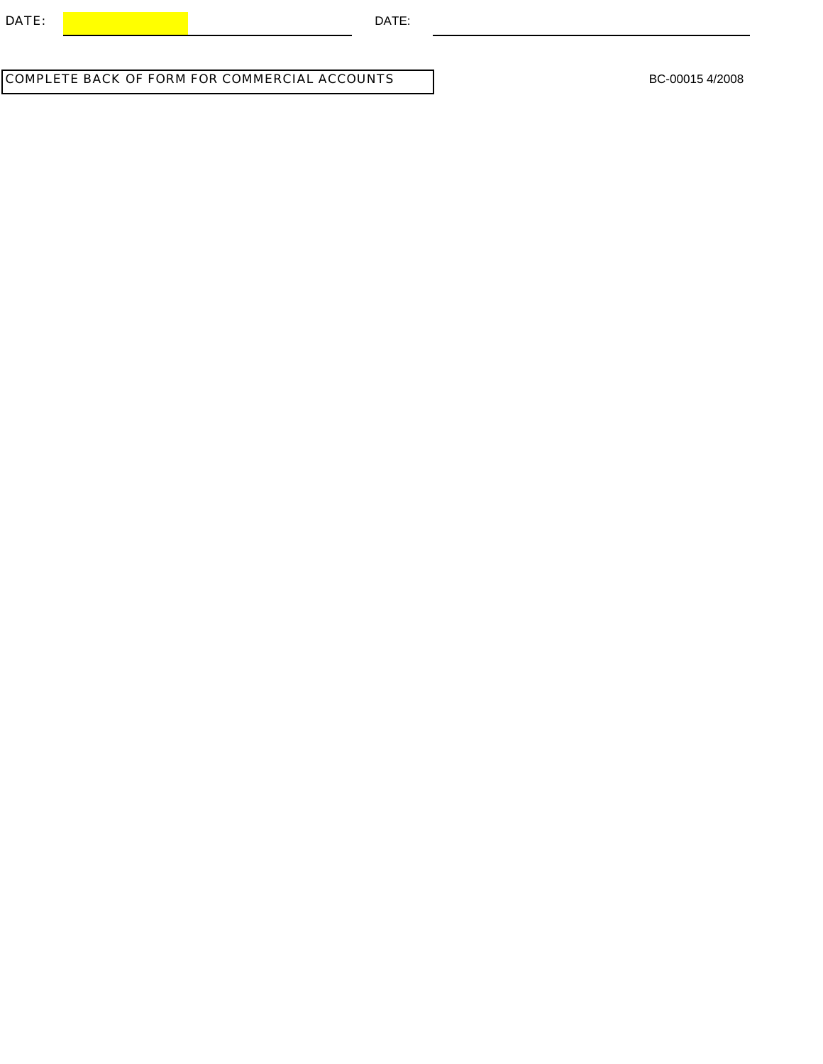DATE: ____________________ DATE: ____________________

COMPLETE BACK OF FORM FOR COMMERCIAL ACCOUNTS

BC-00015 4/2008